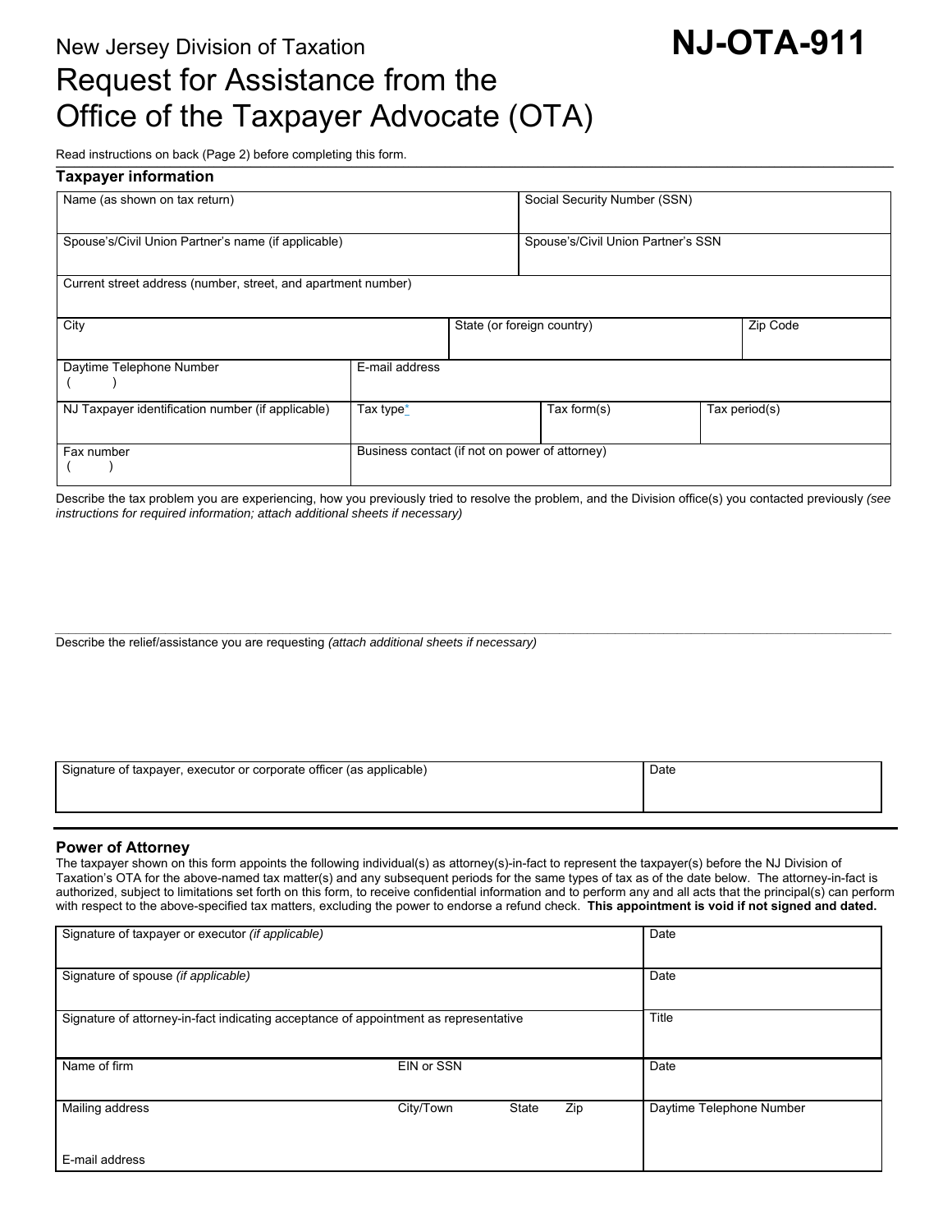New Jersey Division of Taxation

# NJ-OTA-911

# Request for Assistance from the Office of the Taxpayer Advocate (OTA)

Read instructions on back (Page 2) before completing this form.

## Taxpayer information

| Name (as shown on tax return) | | | Social Security Number (SSN) |
|---|---|---|---|
| Spouse's/Civil Union Partner's name (if applicable) | | | Spouse's/Civil Union Partner's SSN |
| Current street address (number, street, and apartment number) | | | |
| City | | State (or foreign country) | Zip Code |
| Daytime Telephone Number ( ) | E-mail address | | |
| NJ Taxpayer identification number (if applicable) | Tax type* | Tax form(s) | Tax period(s) |
| Fax number ( ) | Business contact (if not on power of attorney) | | |

Describe the tax problem you are experiencing, how you previously tried to resolve the problem, and the Division office(s) you contacted previously *(see instructions for required information; attach additional sheets if necessary)*

Describe the relief/assistance you are requesting *(attach additional sheets if necessary)*

| Signature of taxpayer, executor or corporate officer (as applicable) | Date |
|---|---|
| | |

## Power of Attorney

The taxpayer shown on this form appoints the following individual(s) as attorney(s)-in-fact to represent the taxpayer(s) before the NJ Division of Taxation's OTA for the above-named tax matter(s) and any subsequent periods for the same types of tax as of the date below. The attorney-in-fact is authorized, subject to limitations set forth on this form, to receive confidential information and to perform any and all acts that the principal(s) can perform with respect to the above-specified tax matters, excluding the power to endorse a refund check. **This appointment is void if not signed and dated.**

| Signature of taxpayer or executor *(if applicable)* | | | | Date |
|---|---|---|---|---|
| Signature of spouse *(if applicable)* | | | | Date |
| Signature of attorney-in-fact indicating acceptance of appointment as representative | | | | Title |
| Name of firm | EIN or SSN | | | Date |
| Mailing address | City/Town | State | Zip | Daytime Telephone Number |
| E-mail address | | | | |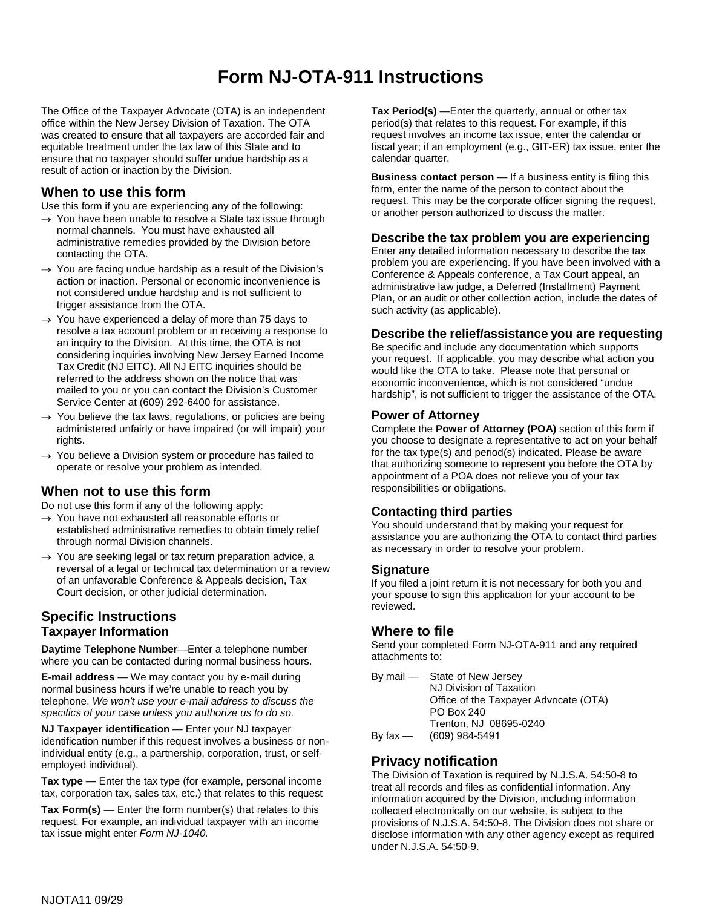# Form NJ-OTA-911 Instructions

The Office of the Taxpayer Advocate (OTA) is an independent office within the New Jersey Division of Taxation. The OTA was created to ensure that all taxpayers are accorded fair and equitable treatment under the tax law of this State and to ensure that no taxpayer should suffer undue hardship as a result of action or inaction by the Division.

## When to use this form

Use this form if you are experiencing any of the following:

- → You have been unable to resolve a State tax issue through normal channels. You must have exhausted all administrative remedies provided by the Division before contacting the OTA.
- → You are facing undue hardship as a result of the Division's action or inaction. Personal or economic inconvenience is not considered undue hardship and is not sufficient to trigger assistance from the OTA.
- → You have experienced a delay of more than 75 days to resolve a tax account problem or in receiving a response to an inquiry to the Division. At this time, the OTA is not considering inquiries involving New Jersey Earned Income Tax Credit (NJ EITC). All NJ EITC inquiries should be referred to the address shown on the notice that was mailed to you or you can contact the Division's Customer Service Center at (609) 292-6400 for assistance.
- → You believe the tax laws, regulations, or policies are being administered unfairly or have impaired (or will impair) your rights.
- → You believe a Division system or procedure has failed to operate or resolve your problem as intended.

## When not to use this form

Do not use this form if any of the following apply:

- → You have not exhausted all reasonable efforts or established administrative remedies to obtain timely relief through normal Division channels.
- → You are seeking legal or tax return preparation advice, a reversal of a legal or technical tax determination or a review of an unfavorable Conference & Appeals decision, Tax Court decision, or other judicial determination.

## Specific Instructions

### Taxpayer Information

**Daytime Telephone Number**—Enter a telephone number where you can be contacted during normal business hours.

**E-mail address** — We may contact you by e-mail during normal business hours if we're unable to reach you by telephone. *We won't use your e-mail address to discuss the specifics of your case unless you authorize us to do so.*

**NJ Taxpayer identification** — Enter your NJ taxpayer identification number if this request involves a business or non-individual entity (e.g., a partnership, corporation, trust, or self-employed individual).

**Tax type** — Enter the tax type (for example, personal income tax, corporation tax, sales tax, etc.) that relates to this request

**Tax Form(s)** — Enter the form number(s) that relates to this request. For example, an individual taxpayer with an income tax issue might enter *Form NJ-1040.*

**Tax Period(s)** —Enter the quarterly, annual or other tax period(s) that relates to this request. For example, if this request involves an income tax issue, enter the calendar or fiscal year; if an employment (e.g., GIT-ER) tax issue, enter the calendar quarter.

**Business contact person** — If a business entity is filing this form, enter the name of the person to contact about the request. This may be the corporate officer signing the request, or another person authorized to discuss the matter.

### Describe the tax problem you are experiencing

Enter any detailed information necessary to describe the tax problem you are experiencing. If you have been involved with a Conference & Appeals conference, a Tax Court appeal, an administrative law judge, a Deferred (Installment) Payment Plan, or an audit or other collection action, include the dates of such activity (as applicable).

### Describe the relief/assistance you are requesting

Be specific and include any documentation which supports your request. If applicable, you may describe what action you would like the OTA to take. Please note that personal or economic inconvenience, which is not considered "undue hardship", is not sufficient to trigger the assistance of the OTA.

### Power of Attorney

Complete the **Power of Attorney (POA)** section of this form if you choose to designate a representative to act on your behalf for the tax type(s) and period(s) indicated. Please be aware that authorizing someone to represent you before the OTA by appointment of a POA does not relieve you of your tax responsibilities or obligations.

### Contacting third parties

You should understand that by making your request for assistance you are authorizing the OTA to contact third parties as necessary in order to resolve your problem.

### Signature

If you filed a joint return it is not necessary for both you and your spouse to sign this application for your account to be reviewed.

## Where to file

Send your completed Form NJ-OTA-911 and any required attachments to:

By mail — State of New Jersey
NJ Division of Taxation
Office of the Taxpayer Advocate (OTA)
PO Box 240
Trenton, NJ 08695-0240

By fax — (609) 984-5491

## Privacy notification

The Division of Taxation is required by N.J.S.A. 54:50-8 to treat all records and files as confidential information. Any information acquired by the Division, including information collected electronically on our website, is subject to the provisions of N.J.S.A. 54:50-8. The Division does not share or disclose information with any other agency except as required under N.J.S.A. 54:50-9.

NJOTA11 09/29